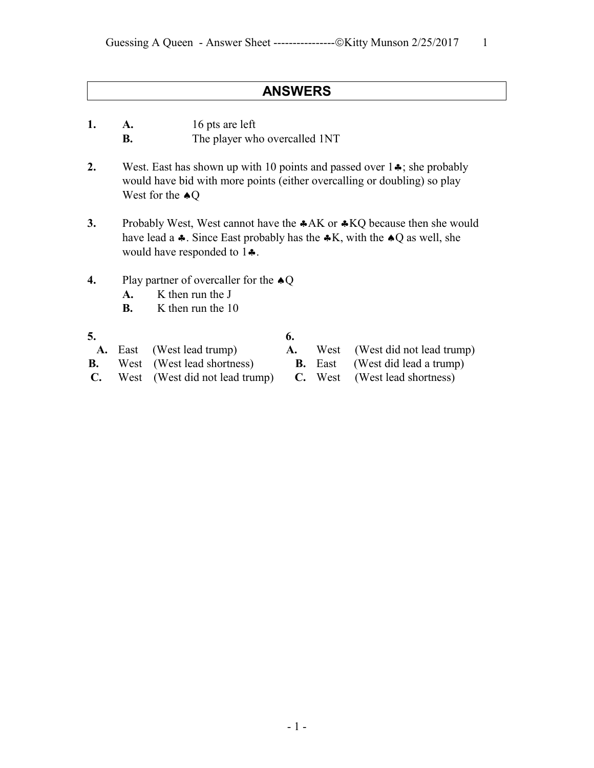## ANSWERS

**1.** **A.** 16 pts are left
**B.** The player who overcalled 1NT

**2.** West. East has shown up with 10 points and passed over 1♣; she probably would have bid with more points (either overcalling or doubling) so play West for the ♠Q

**3.** Probably West, West cannot have the ♣AK or ♣KQ because then she would have lead a ♣. Since East probably has the ♣K, with the ♠Q as well, she would have responded to 1♣.

**4.** Play partner of overcaller for the ♠Q
**A.** K then run the J
**B.** K then run the 10

**5.**
**A.** East (West lead trump)
**B.** West (West lead shortness)
**C.** West (West did not lead trump)

**6.**
**A.** West (West did not lead trump)
**B.** East (West did lead a trump)
**C.** West (West lead shortness)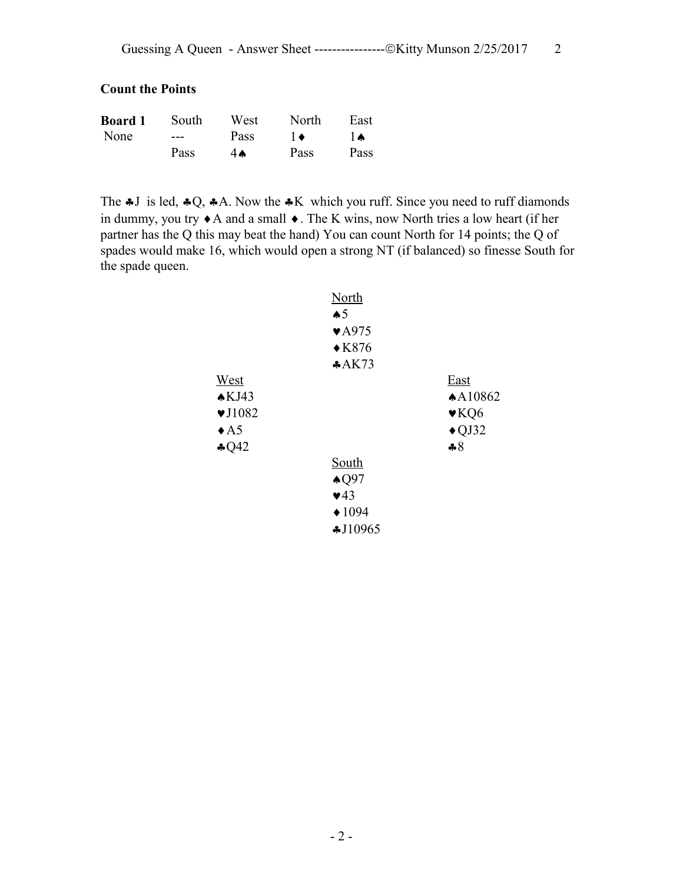## Count the Points

| Board 1 | South | West | North | East |
|---|---|---|---|---|
| None | --- | Pass | 1♦ | 1♠ |
| | Pass | 4♠ | Pass | Pass |

The ♣J is led, ♣Q, ♣A. Now the ♣K which you ruff. Since you need to ruff diamonds in dummy, you try ♦A and a small ♦. The K wins, now North tries a low heart (if her partner has the Q this may beat the hand) You can count North for 14 points; the Q of spades would make 16, which would open a strong NT (if balanced) so finesse South for the spade queen.

| West | North | East |
|---|---|---|
| | ♠5 | |
| | ♥A975 | |
| | ♦K876 | |
| | ♣AK73 | |
| ♠KJ43 | | ♠A10862 |
| ♥J1082 | | ♥KQ6 |
| ♦A5 | | ♦QJ32 |
| ♣Q42 | | ♣8 |
| | **South** | |
| | ♠Q97 | |
| | ♥43 | |
| | ♦1094 | |
| | ♣J10965 | |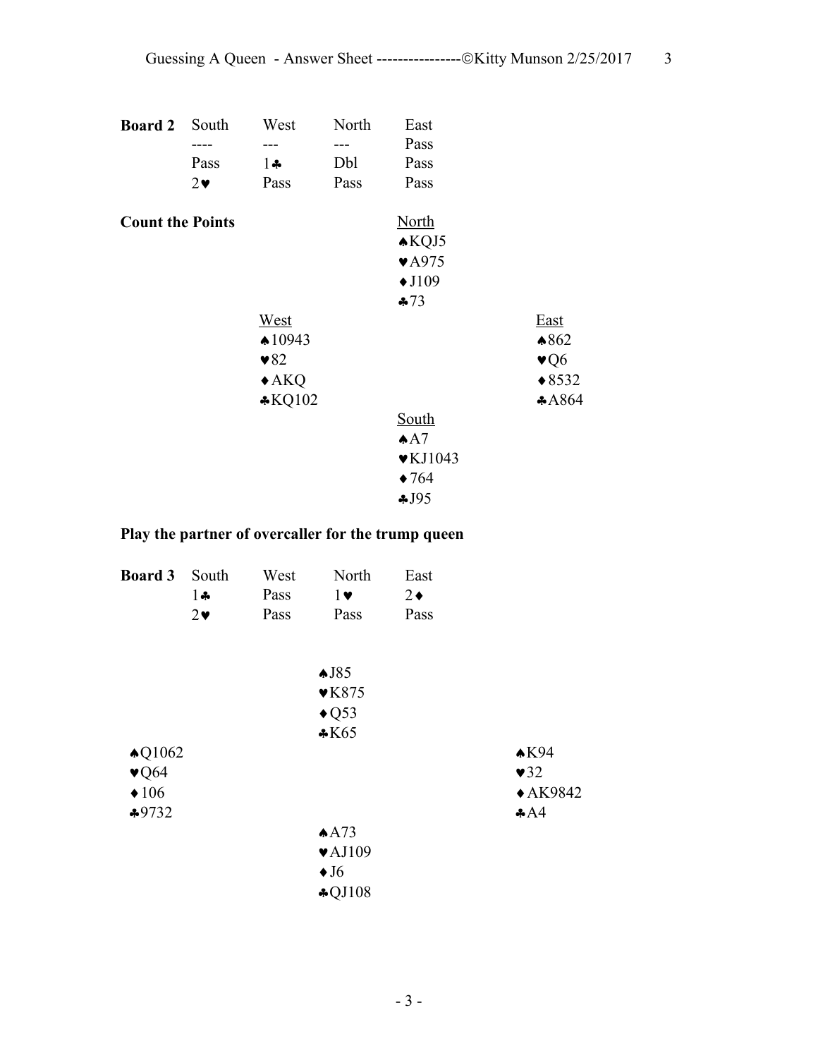**Board 2**

| South | West | North | East |
|---|---|---|---|
| ---- | --- | --- | Pass |
| Pass | 1♣ | Dbl | Pass |
| 2♥ | Pass | Pass | Pass |

**Count the Points**

North
♠KQJ5
♥A975
♦J109
♣73

West
♠10943
♥82
♦AKQ
♣KQ102

East
♠862
♥Q6
♦8532
♣A864

South
♠A7
♥KJ1043
♦764
♣J95

**Play the partner of overcaller for the trump queen**

**Board 3**

| South | West | North | East |
|---|---|---|---|
| 1♣ | Pass | 1♥ | 2♦ |
| 2♥ | Pass | Pass | Pass |

North
♠J85
♥K875
♦Q53
♣K65

West
♠Q1062
♥Q64
♦106
♣9732

East
♠K94
♥32
♦AK9842
♣A4

South
♠A73
♥AJ109
♦J6
♣QJ108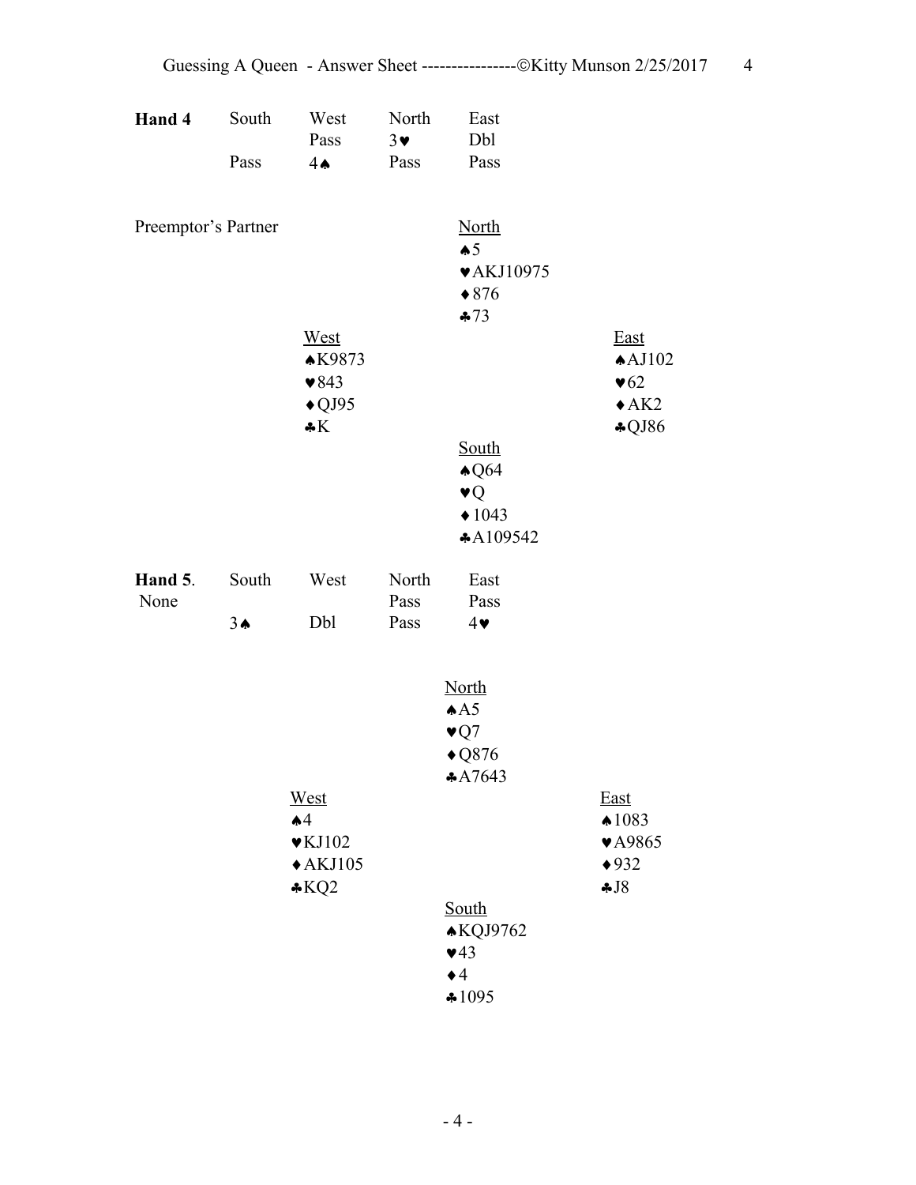**Hand 4**

| | South | West | North | East |
|---|---|---|---|---|
| | | Pass | 3♥ | Dbl |
| | Pass | 4♠ | Pass | Pass |

Preemptor's Partner

North
♠5
♥AKJ10975
♦876
♣73

West
♠K9873
♥843
♦QJ95
♣K

East
♠AJ102
♥62
♦AK2
♣QJ86

South
♠Q64
♥Q
♦1043
♣A109542

**Hand 5.** None

| | South | West | North | East |
|---|---|---|---|---|
| | | | Pass | Pass |
| | 3♠ | Dbl | Pass | 4♥ |

North
♠A5
♥Q7
♦Q876
♣A7643

West
♠4
♥KJ102
♦AKJ105
♣KQ2

East
♠1083
♥A9865
♦932
♣J8

South
♠KQJ9762
♥43
♦4
♣1095